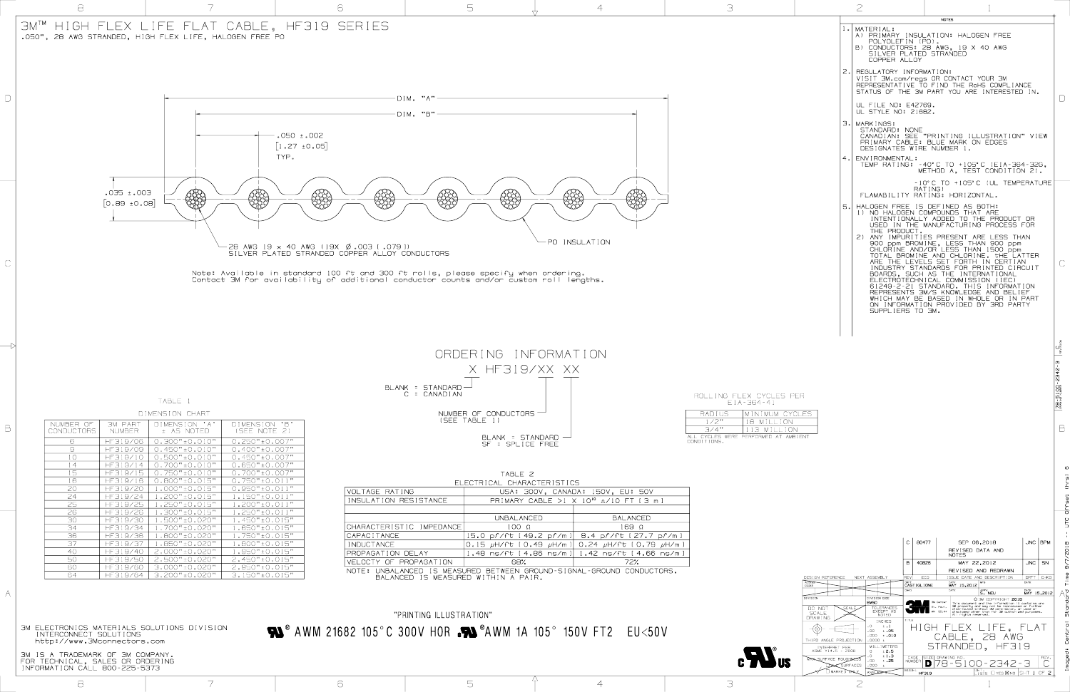# 3M™ HIGH FLEX LIFE FLAT CABLE, HF319 SERIES

.050", 28 AWG STRANDED, HIGH FLEX LIFE, HALOGEN FREE PO

DIM. "A"

DIM. "B"

.050 ±.002
[1.27 ±0.05]
TYP.

.035 ±.003
[0.89 ±0.08]

28 AWG 19 x 40 AWG (19X Ø.003 [.079])
SILVER PLATED STRANDED COPPER ALLOY CONDUCTORS

PO INSULATION

Note: Available in standard 100 ft and 300 ft rolls, please specify when ordering.
Contact 3M for availability of additional conductor counts and/or custom roll lengths.

## NOTES

1. MATERIAL:
   A) PRIMARY INSULATION: HALOGEN FREE POLYOLEFIN (PO).
   B) CONDUCTORS: 28 AWG, 19 X 40 AWG SILVER PLATED STRANDED COPPER ALLOY
2. REGULATORY INFORMATION:
   VISIT 3M.com/regs OR CONTACT YOUR 3M REPRESENTATIVE TO FIND THE RoHS COMPLIANCE STATUS OF THE 3M PART YOU ARE INTERESTED IN.

   UL FILE NO: E42769.
   UL STYLE NO: 21682.
3. MARKINGS:
   STANDARD: NONE
   CANADIAN: SEE "PRINTING ILLUSTRATION" VIEW
   PRIMARY CABLE: BLUE MARK ON EDGES DESIGNATES WIRE NUMBER 1.
4. ENVIRONMENTAL:
   TEMP RATING: -40°C TO +105°C [EIA-364-32G, METHOD A, TEST CONDITION 2].

   -10°C TO +105°C [UL TEMPERATURE RATING]
   FLAMABILITY RATING: HORIZONTAL.
5. HALOGEN FREE IS DEFINED AS BOTH:
   1) NO HALOGEN COMPOUNDS THAT ARE INTENTIONALLY ADDED TO THE PRODUCT OR USED IN THE MANUFACTURING PROCESS FOR THE PRODUCT.
   2) ANY IMPURITIES PRESENT ARE LESS THAN 900 ppm BROMINE, LESS THAN 900 ppm CHLORINE AND/OR LESS THAN 1500 ppm TOTAL BROMINE AND CHLORINE. THE LATTER ARE THE LEVELS SET FORTH IN CERTIAN INDUSTRY STANDARDS FOR PRINTED CIRCUIT BOARDS, SUCH AS THE INTERNATIONAL ELECTROTECHNICAL COMMISSION (IEC) 61249-2-21 STANDARD. THIS INFORMATION REPRESENTS 3M'S KNOWLEDGE AND BELIEF WHICH MAY BE BASED IN WHOLE OR IN PART ON INFORMATION PROVIDED BY 3RD PARTY SUPPLIERS TO 3M.

## ORDERING INFORMATION

X HF319/XX XX

- BLANK = STANDARD, C = CANADIAN
- NUMBER OF CONDUCTORS (SEE TABLE 1)
- BLANK = STANDARD, SF = SPLICE FREE

TABLE 1
DIMENSION CHART

| NUMBER OF CONDUCTORS | 3M PART NUMBER | DIMENSION 'A' ± AS NOTED | DIMENSION 'B' (SEE NOTE 2) |
|---|---|---|---|
| 6 | HF319/06 | 0.300"±0.010" | 0.250"±0.007" |
| 9 | HF319/09 | 0.450"±0.010" | 0.400"±0.007" |
| 10 | HF319/10 | 0.500"±0.010" | 0.450"±0.007" |
| 14 | HF319/14 | 0.700"±0.010" | 0.650"±0.007" |
| 15 | HF319/15 | 0.750"±0.010" | 0.700"±0.007" |
| 16 | HF319/16 | 0.800"±0.015" | 0.750"±0.011" |
| 20 | HF319/20 | 1.000"±0.015" | 0.950"±0.011" |
| 24 | HF319/24 | 1.200"±0.015" | 1.150"±0.011" |
| 25 | HF319/25 | 1.250"±0.015" | 1.200"±0.011" |
| 26 | HF319/26 | 1.300"±0.015" | 1.250"±0.011" |
| 30 | HF319/30 | 1.500"±0.020" | 1.450"±0.015" |
| 34 | HF319/34 | 1.700"±0.020" | 1.650"±0.015" |
| 36 | HF319/36 | 1.800"±0.020" | 1.750"±0.015" |
| 37 | HF319/37 | 1.850"±0.020" | 1.800"±0.015" |
| 40 | HF319/40 | 2.000"±0.020" | 1.950"±0.015" |
| 50 | HF319/50 | 2.500"±0.020" | 2.450"±0.015" |
| 60 | HF319/60 | 3.000"±0.020" | 2.950"±0.015" |
| 64 | HF319/64 | 3.200"±0.020" | 3.150"±0.015" |

TABLE 2
ELECTRICAL CHARACTERISTICS

| | | |
|---|---|---|
| VOLTAGE RATING | USA: 300V, CANADA: 150V, EU: 50V | |
| INSULATION RESISTANCE | PRIMARY CABLE >1 X $10^{10}$ Ω/10 FT [3 m] | |
| | UNBALANCED | BALANCED |
| CHARACTERISTIC IMPEDANCE | 100 Ω | 169 Ω |
| CAPACITANCE | 15.0 pf/ft [49.2 pf/m] | 8.4 pf/ft [27.7 pf/m] |
| INDUCTANCE | 0.15 μH/ft [0.49 μH/m] | 0.24 μH/ft [0.79 μH/m] |
| PROPAGATION DELAY | 1.48 ns/ft [4.86 ns/m] | 1.42 ns/ft [4.66 ns/m] |
| VELOCTY OF PROPAGATION | 68% | 72% |

NOTE: UNBALANCED IS MEASURED BETWEEN GROUND-SIGNAL-GROUND CONDUCTORS. BALANCED IS MEASURED WITHIN A PAIR.

ROLLING FLEX CYCLES PER EIA-364-41

| RADIUS | MINIMUM CYCLES |
|---|---|
| 1/2" | 18 MILLION |
| 3/4" | 113 MILLION |

ALL CYCLES WERE PERFORMED AT AMBIENT CONDITIONS.

"PRINTING ILLUSTRATION"

AWM 21682 105°C 300V HOR AWM 1A 105° 150V FT2 EU<50V

3M ELECTRONICS MATERIALS SOLUTIONS DIVISION
INTERCONNECT SOLUTIONS
http://www.3Mconnectors.com

3M IS A TRADEMARK OF 3M COMPANY.
FOR TECHNICAL, SALES OR ORDERING INFORMATION CALL 800-225-5373

| REV | ECO | ISSUE DATE AND DESCRIPTION | DRFT | CHKD |
|---|---|---|---|---|
| C | 80477 | SEP 06, 2018 REVISED DATA AND NOTES | JNC | BPM |
| B | 40826 | MAY 22, 2012 REVISED AND REDRAWN | JNC | SN |

TITLE: HIGH FLEX LIFE, FLAT CABLE, 28 AWG STRANDED, HF319

DRAWING NO: 78-5100-2342-3 REV C
SIZE: D
MODEL: HF319
SHEET 1 OF 2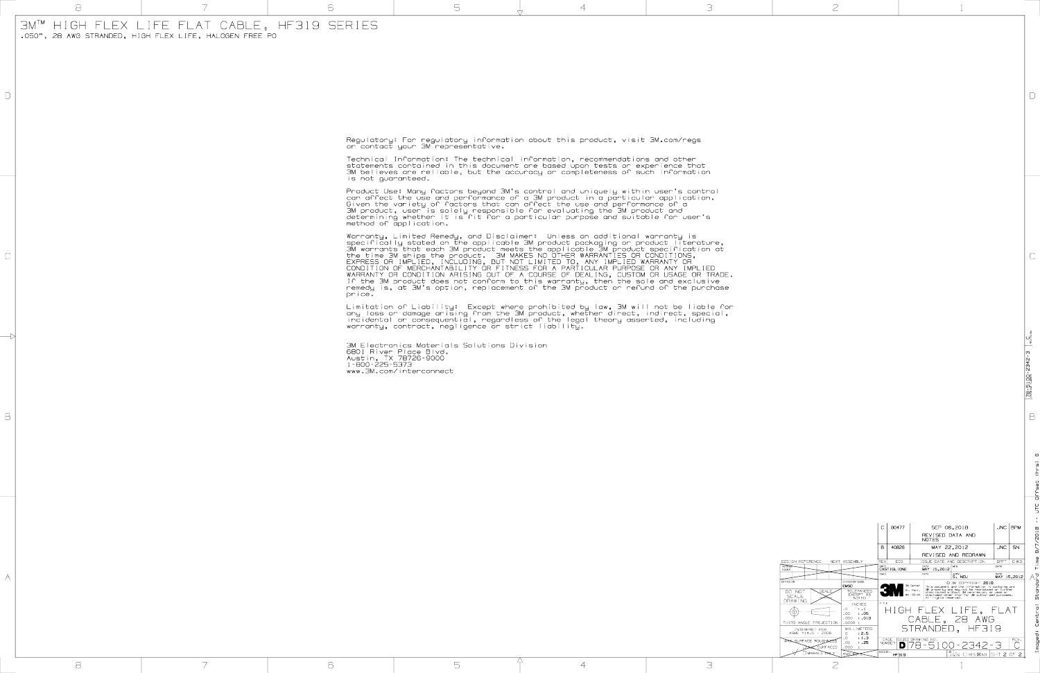# 3M™ HIGH FLEX LIFE FLAT CABLE, HF319 SERIES

.050", 28 AWG STRANDED, HIGH FLEX LIFE, HALOGEN FREE PO

Regulatory: For regulatory information about this product, visit 3M.com/regs or contact your 3M representative.

Technical Information: The technical information, recommendations and other statements contained in this document are based upon tests or experience that 3M believes are reliable, but the accuracy or completeness of such information is not guaranteed.

Product Use: Many factors beyond 3M's control and uniquely within user's control can affect the use and performance of a 3M product in a particular application. Given the variety of factors that can affect the use and performance of a 3M product, user is solely responsible for evaluating the 3M product and determining whether it is fit for a particular purpose and suitable for user's method of application.

Warranty, Limited Remedy, and Disclaimer: Unless an additional warranty is specifically stated on the applicable 3M product packaging or product literature, 3M warrants that each 3M product meets the applicable 3M product specification at the time 3M ships the product. 3M MAKES NO OTHER WARRANTIES OR CONDITIONS, EXPRESS OR IMPLIED, INCLUDING, BUT NOT LIMITED TO, ANY IMPLIED WARRANTY OR CONDITION OF MERCHANTABILITY OR FITNESS FOR A PARTICULAR PURPOSE OR ANY IMPLIED WARRANTY OR CONDITION ARISING OUT OF A COURSE OF DEALING, CUSTOM OR USAGE OR TRADE. If the 3M product does not conform to this warranty, then the sole and exclusive remedy is, at 3M's option, replacement of the 3M product or refund of the purchase price.

Limitation of Liability: Except where prohibited by law, 3M will not be liable for any loss or damage arising from the 3M product, whether direct, indirect, special, incidental or consequential, regardless of the legal theory asserted, including warranty, contract, negligence or strict liability.

3M Electronics Materials Solutions Division
6801 River Place Blvd.
Austin, TX 78726-9000
1-800-225-5373
www.3M.com/interconnect

| REV | ECO | ISSUE DATE AND DESCRIPTION | DRFT | CHKD |
|---|---|---|---|---|
| C | 80477 | SEP 06,2018 REVISED DATA AND NOTES | JNC | BPM |
| B | 40828 | MAY 22,2012 REVISED AND REDRAWN | JNC | SN |

DRAWN: CASTIGLIONE, MAY 15,2012
APPR: S. NGU, MAY 15,2012
DIVISION CODE: EMSD

© 3M COPYRIGHT 2018. This document and the information it contains are 3M property and may not be reproduced or further distributed without 3M permission, or used or disclosed other than for 3M authorized purposes. All rights reserved.

DO NOT SCALE DRAWING

THIRD ANGLE PROJECTION

INTERPRET PER ASME Y14.5 - 2009

TOLERANCES EXCEPT AS NOTED

| INCHES | | MILLIMETERS | |
|---|---|---|---|
| .0 | ±.1 | .0 | ±1.3 |
| .00 | ±.05 | .00 | ±.25 |
| .000 | ±.010 | .000 | ± |
| .0000 | ± | | |

TITLE: HIGH FLEX LIFE, FLAT CABLE, 28 AWG STRANDED, HF319

SIZE: D — DRAWING NO.: 78-5100-2342-3 — REV: C

MODEL: HF319

SHT 2 OF 2